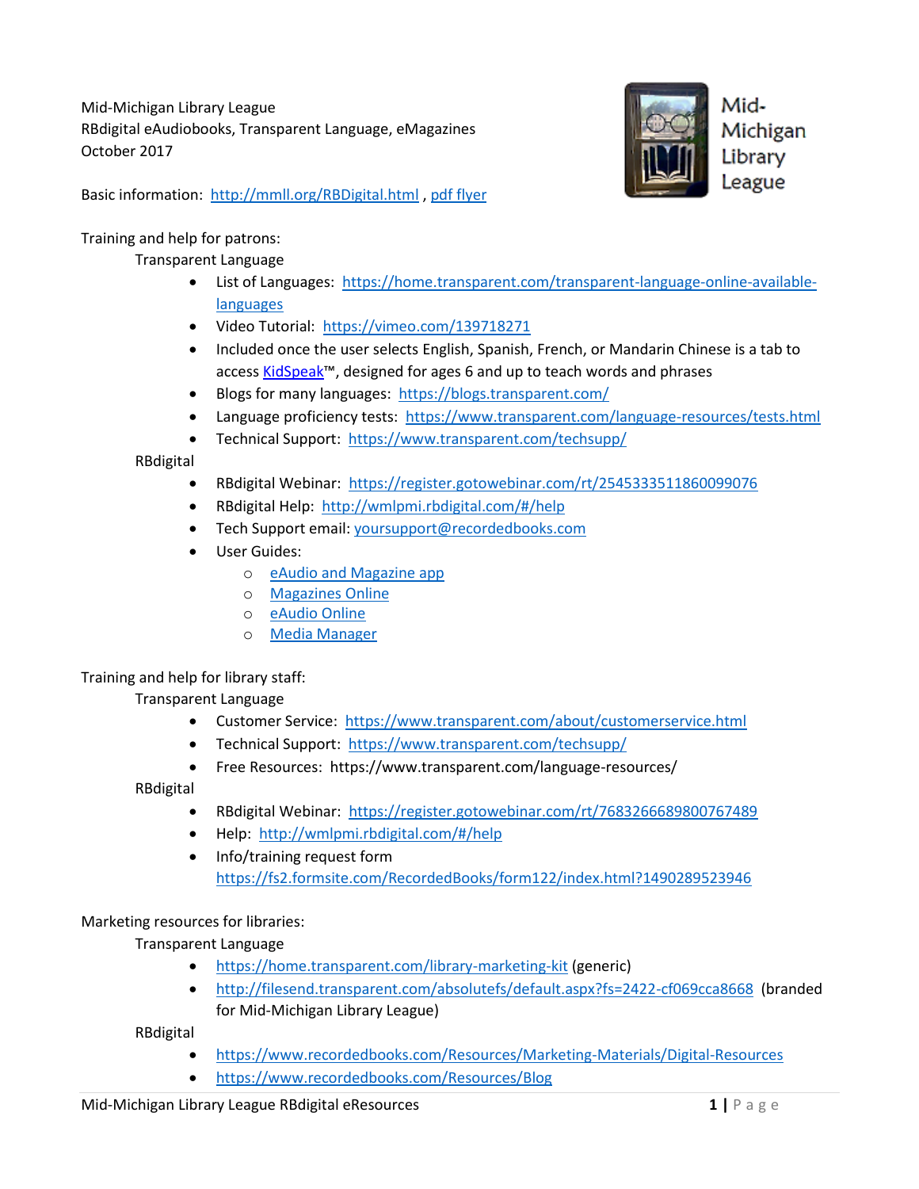Mid-Michigan Library League
RBdigital eAudiobooks, Transparent Language, eMagazines
October 2017

Basic information: http://mmll.org/RBDigital.html , pdf flyer

Training and help for patrons:

Transparent Language

- List of Languages: https://home.transparent.com/transparent-language-online-available-languages
- Video Tutorial: https://vimeo.com/139718271
- Included once the user selects English, Spanish, French, or Mandarin Chinese is a tab to access KidSpeak™, designed for ages 6 and up to teach words and phrases
- Blogs for many languages: https://blogs.transparent.com/
- Language proficiency tests: https://www.transparent.com/language-resources/tests.html
- Technical Support: https://www.transparent.com/techsupp/

RBdigital

- RBdigital Webinar: https://register.gotowebinar.com/rt/2545333511860099076
- RBdigital Help: http://wmlpmi.rbdigital.com/#/help
- Tech Support email: yoursupport@recordedbooks.com
- User Guides:
  - eAudio and Magazine app
  - Magazines Online
  - eAudio Online
  - Media Manager

Training and help for library staff:

Transparent Language

- Customer Service: https://www.transparent.com/about/customerservice.html
- Technical Support: https://www.transparent.com/techsupp/
- Free Resources: https://www.transparent.com/language-resources/

RBdigital

- RBdigital Webinar: https://register.gotowebinar.com/rt/7683266689800767489
- Help: http://wmlpmi.rbdigital.com/#/help
- Info/training request form https://fs2.formsite.com/RecordedBooks/form122/index.html?1490289523946

Marketing resources for libraries:

Transparent Language

- https://home.transparent.com/library-marketing-kit (generic)
- http://filesend.transparent.com/absolutefs/default.aspx?fs=2422-cf069cca8668 (branded for Mid-Michigan Library League)

RBdigital

- https://www.recordedbooks.com/Resources/Marketing-Materials/Digital-Resources
- https://www.recordedbooks.com/Resources/Blog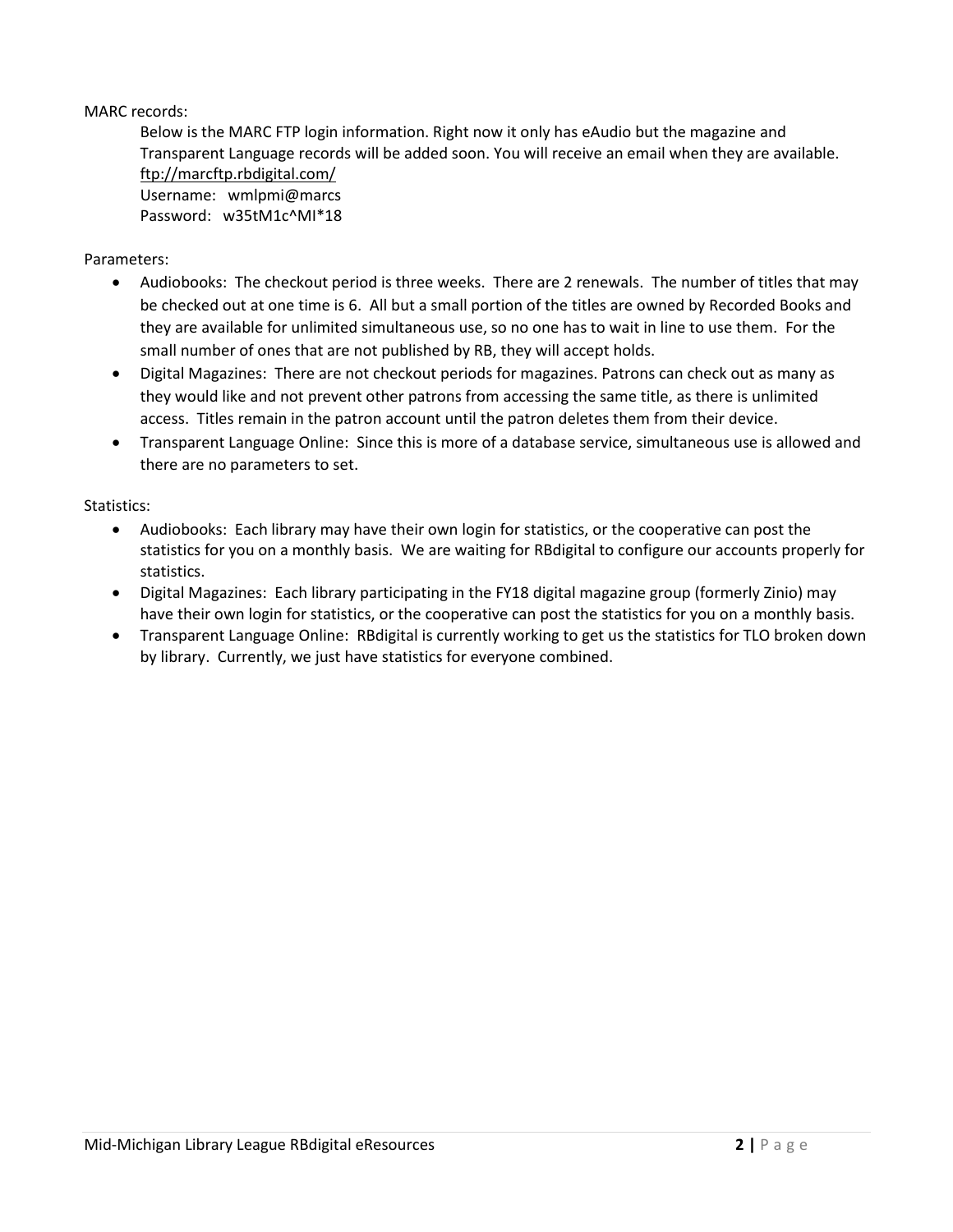MARC records:

Below is the MARC FTP login information. Right now it only has eAudio but the magazine and Transparent Language records will be added soon. You will receive an email when they are available.

ftp://marcftp.rbdigital.com/

Username: wmlpmi@marcs

Password: w35tM1c^MI*18

Parameters:

- Audiobooks: The checkout period is three weeks. There are 2 renewals. The number of titles that may be checked out at one time is 6. All but a small portion of the titles are owned by Recorded Books and they are available for unlimited simultaneous use, so no one has to wait in line to use them. For the small number of ones that are not published by RB, they will accept holds.
- Digital Magazines: There are not checkout periods for magazines. Patrons can check out as many as they would like and not prevent other patrons from accessing the same title, as there is unlimited access. Titles remain in the patron account until the patron deletes them from their device.
- Transparent Language Online: Since this is more of a database service, simultaneous use is allowed and there are no parameters to set.

Statistics:

- Audiobooks: Each library may have their own login for statistics, or the cooperative can post the statistics for you on a monthly basis. We are waiting for RBdigital to configure our accounts properly for statistics.
- Digital Magazines: Each library participating in the FY18 digital magazine group (formerly Zinio) may have their own login for statistics, or the cooperative can post the statistics for you on a monthly basis.
- Transparent Language Online: RBdigital is currently working to get us the statistics for TLO broken down by library. Currently, we just have statistics for everyone combined.